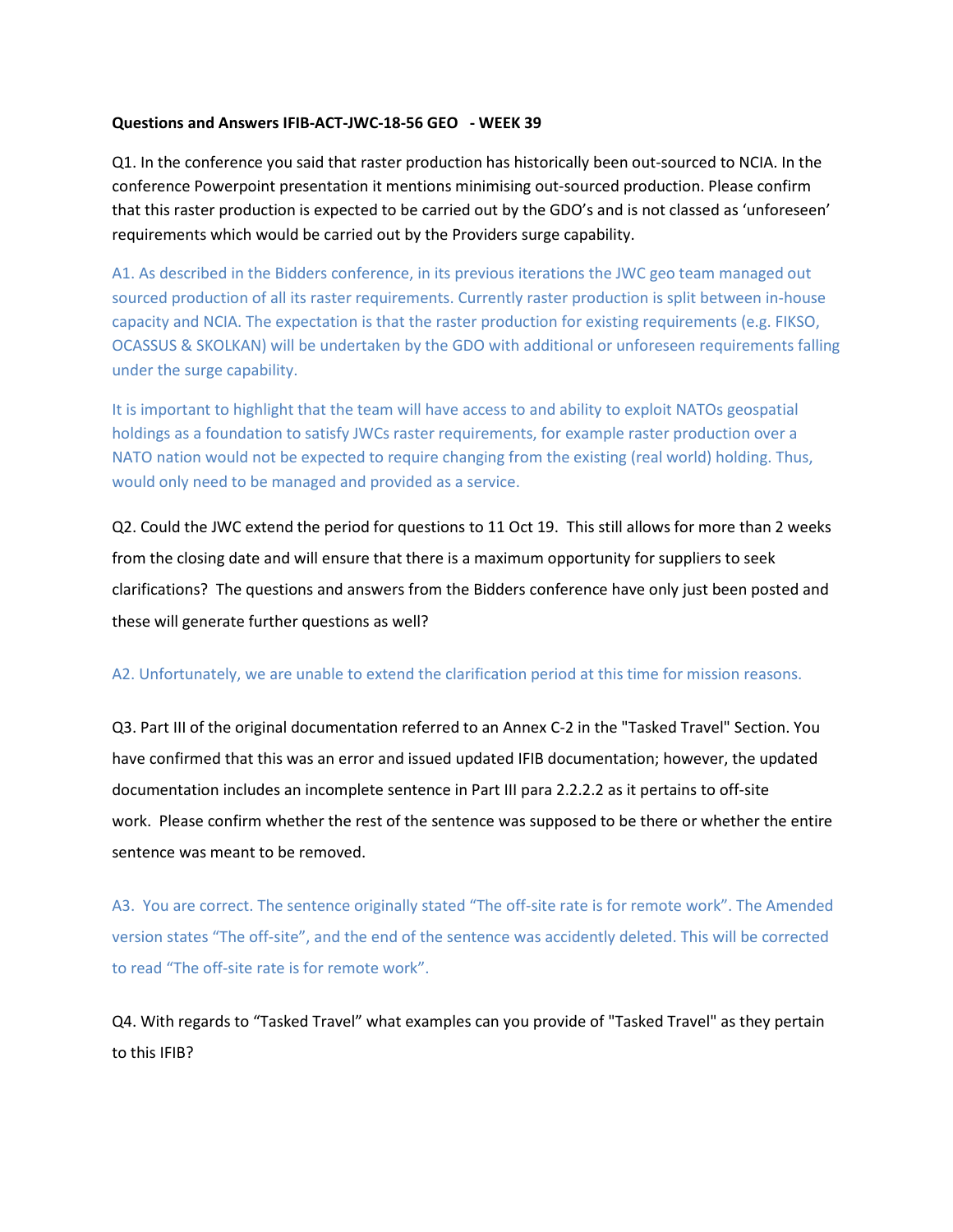**Questions and Answers IFIB-ACT-JWC-18-56 GEO - WEEK 39**

Q1. In the conference you said that raster production has historically been out-sourced to NCIA. In the conference Powerpoint presentation it mentions minimising out-sourced production. Please confirm that this raster production is expected to be carried out by the GDO's and is not classed as 'unforeseen' requirements which would be carried out by the Providers surge capability.

A1. As described in the Bidders conference, in its previous iterations the JWC geo team managed out sourced production of all its raster requirements. Currently raster production is split between in-house capacity and NCIA. The expectation is that the raster production for existing requirements (e.g. FIKSO, OCASSUS & SKOLKAN) will be undertaken by the GDO with additional or unforeseen requirements falling under the surge capability.

It is important to highlight that the team will have access to and ability to exploit NATOs geospatial holdings as a foundation to satisfy JWCs raster requirements, for example raster production over a NATO nation would not be expected to require changing from the existing (real world) holding. Thus, would only need to be managed and provided as a service.

Q2. Could the JWC extend the period for questions to 11 Oct 19. This still allows for more than 2 weeks from the closing date and will ensure that there is a maximum opportunity for suppliers to seek clarifications? The questions and answers from the Bidders conference have only just been posted and these will generate further questions as well?

A2. Unfortunately, we are unable to extend the clarification period at this time for mission reasons.

Q3. Part III of the original documentation referred to an Annex C-2 in the "Tasked Travel" Section. You have confirmed that this was an error and issued updated IFIB documentation; however, the updated documentation includes an incomplete sentence in Part III para 2.2.2.2 as it pertains to off-site work. Please confirm whether the rest of the sentence was supposed to be there or whether the entire sentence was meant to be removed.

A3. You are correct. The sentence originally stated "The off-site rate is for remote work". The Amended version states "The off-site", and the end of the sentence was accidently deleted. This will be corrected to read "The off-site rate is for remote work".

Q4. With regards to "Tasked Travel" what examples can you provide of "Tasked Travel" as they pertain to this IFIB?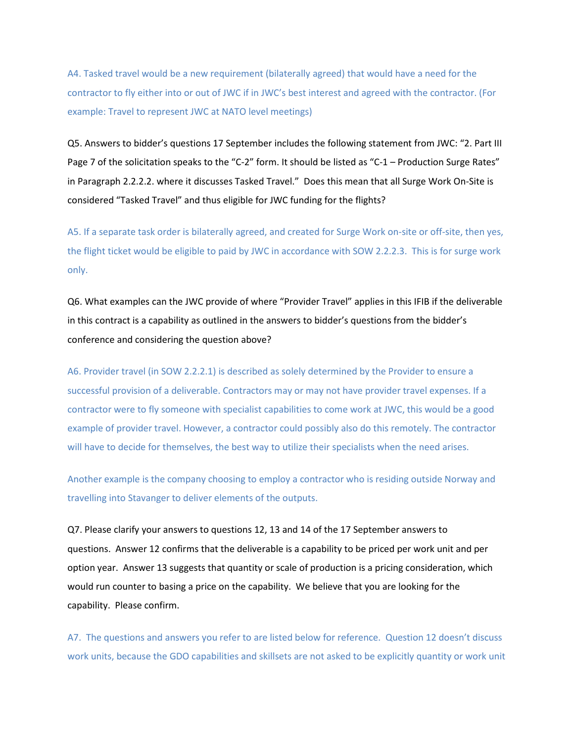A4. Tasked travel would be a new requirement (bilaterally agreed) that would have a need for the contractor to fly either into or out of JWC if in JWC's best interest and agreed with the contractor. (For example: Travel to represent JWC at NATO level meetings)

Q5. Answers to bidder's questions 17 September includes the following statement from JWC: "2. Part III Page 7 of the solicitation speaks to the "C-2" form. It should be listed as "C-1 – Production Surge Rates" in Paragraph 2.2.2.2. where it discusses Tasked Travel." Does this mean that all Surge Work On-Site is considered "Tasked Travel" and thus eligible for JWC funding for the flights?

A5. If a separate task order is bilaterally agreed, and created for Surge Work on-site or off-site, then yes, the flight ticket would be eligible to paid by JWC in accordance with SOW 2.2.2.3. This is for surge work only.

Q6. What examples can the JWC provide of where "Provider Travel" applies in this IFIB if the deliverable in this contract is a capability as outlined in the answers to bidder's questions from the bidder's conference and considering the question above?

A6. Provider travel (in SOW 2.2.2.1) is described as solely determined by the Provider to ensure a successful provision of a deliverable. Contractors may or may not have provider travel expenses. If a contractor were to fly someone with specialist capabilities to come work at JWC, this would be a good example of provider travel. However, a contractor could possibly also do this remotely. The contractor will have to decide for themselves, the best way to utilize their specialists when the need arises.

Another example is the company choosing to employ a contractor who is residing outside Norway and travelling into Stavanger to deliver elements of the outputs.

Q7. Please clarify your answers to questions 12, 13 and 14 of the 17 September answers to questions. Answer 12 confirms that the deliverable is a capability to be priced per work unit and per option year. Answer 13 suggests that quantity or scale of production is a pricing consideration, which would run counter to basing a price on the capability. We believe that you are looking for the capability. Please confirm.

A7. The questions and answers you refer to are listed below for reference. Question 12 doesn't discuss work units, because the GDO capabilities and skillsets are not asked to be explicitly quantity or work unit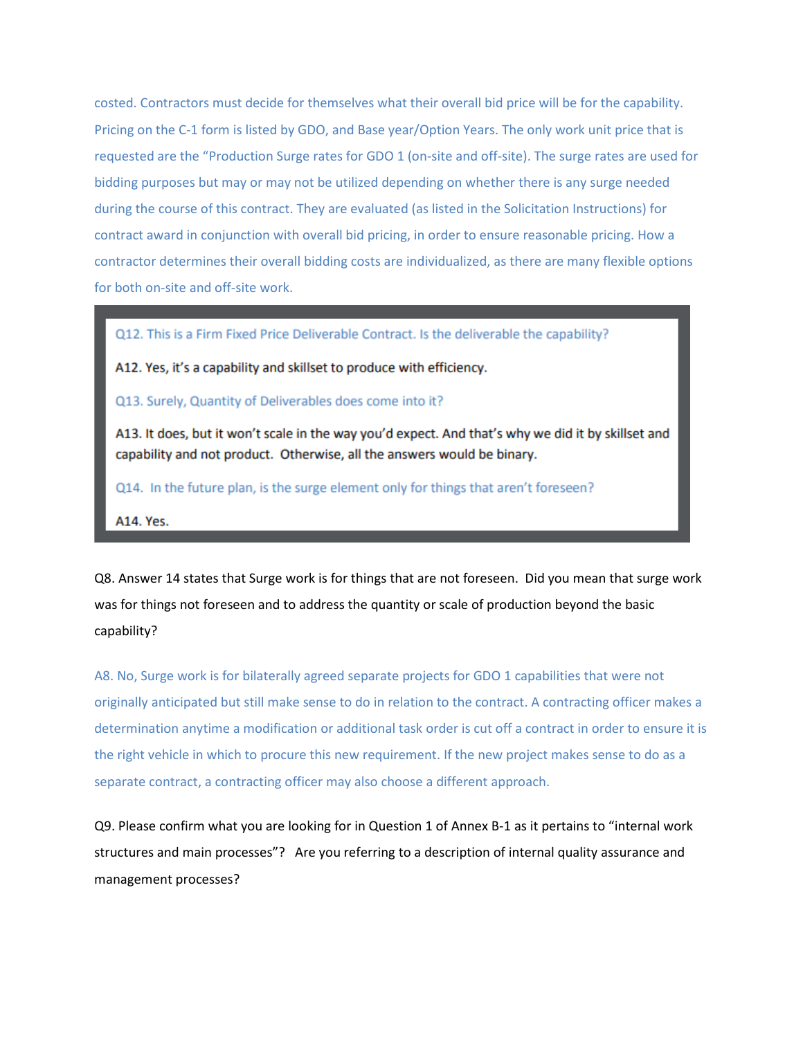costed. Contractors must decide for themselves what their overall bid price will be for the capability. Pricing on the C-1 form is listed by GDO, and Base year/Option Years. The only work unit price that is requested are the "Production Surge rates for GDO 1 (on-site and off-site). The surge rates are used for bidding purposes but may or may not be utilized depending on whether there is any surge needed during the course of this contract. They are evaluated (as listed in the Solicitation Instructions) for contract award in conjunction with overall bid pricing, in order to ensure reasonable pricing. How a contractor determines their overall bidding costs are individualized, as there are many flexible options for both on-site and off-site work.

> Q12. This is a Firm Fixed Price Deliverable Contract. Is the deliverable the capability?
>
> A12. Yes, it's a capability and skillset to produce with efficiency.
>
> Q13. Surely, Quantity of Deliverables does come into it?
>
> A13. It does, but it won't scale in the way you'd expect. And that's why we did it by skillset and capability and not product. Otherwise, all the answers would be binary.
>
> Q14. In the future plan, is the surge element only for things that aren't foreseen?
>
> A14. Yes.

Q8. Answer 14 states that Surge work is for things that are not foreseen. Did you mean that surge work was for things not foreseen and to address the quantity or scale of production beyond the basic capability?

A8. No, Surge work is for bilaterally agreed separate projects for GDO 1 capabilities that were not originally anticipated but still make sense to do in relation to the contract. A contracting officer makes a determination anytime a modification or additional task order is cut off a contract in order to ensure it is the right vehicle in which to procure this new requirement. If the new project makes sense to do as a separate contract, a contracting officer may also choose a different approach.

Q9. Please confirm what you are looking for in Question 1 of Annex B-1 as it pertains to "internal work structures and main processes"? Are you referring to a description of internal quality assurance and management processes?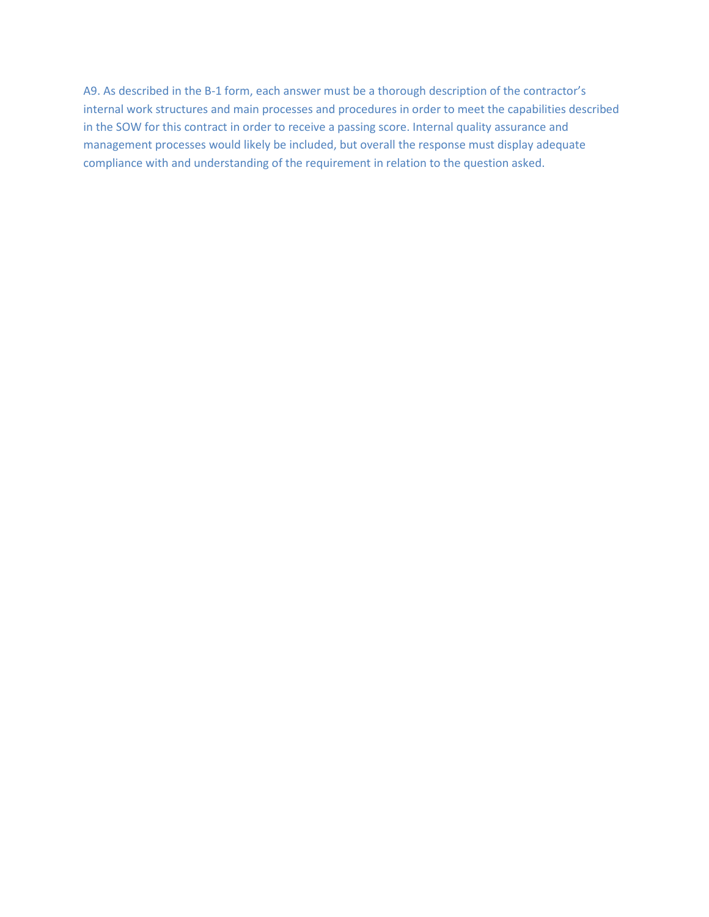A9. As described in the B-1 form, each answer must be a thorough description of the contractor's internal work structures and main processes and procedures in order to meet the capabilities described in the SOW for this contract in order to receive a passing score. Internal quality assurance and management processes would likely be included, but overall the response must display adequate compliance with and understanding of the requirement in relation to the question asked.